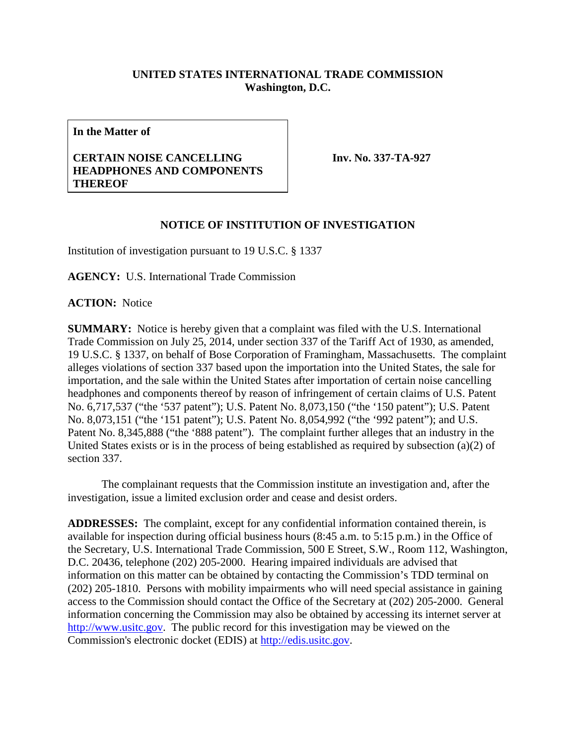**UNITED STATES INTERNATIONAL TRADE COMMISSION**
**Washington, D.C.**

| **In the Matter of** **CERTAIN NOISE CANCELLING HEADPHONES AND COMPONENTS THEREOF** | **Inv. No. 337-TA-927** |
| --- | --- |

## NOTICE OF INSTITUTION OF INVESTIGATION

Institution of investigation pursuant to 19 U.S.C. § 1337

**AGENCY:** U.S. International Trade Commission

**ACTION:** Notice

**SUMMARY:** Notice is hereby given that a complaint was filed with the U.S. International Trade Commission on July 25, 2014, under section 337 of the Tariff Act of 1930, as amended, 19 U.S.C. § 1337, on behalf of Bose Corporation of Framingham, Massachusetts. The complaint alleges violations of section 337 based upon the importation into the United States, the sale for importation, and the sale within the United States after importation of certain noise cancelling headphones and components thereof by reason of infringement of certain claims of U.S. Patent No. 6,717,537 ("the '537 patent"); U.S. Patent No. 8,073,150 ("the '150 patent"); U.S. Patent No. 8,073,151 ("the '151 patent"); U.S. Patent No. 8,054,992 ("the '992 patent"); and U.S. Patent No. 8,345,888 ("the '888 patent"). The complaint further alleges that an industry in the United States exists or is in the process of being established as required by subsection (a)(2) of section 337.

The complainant requests that the Commission institute an investigation and, after the investigation, issue a limited exclusion order and cease and desist orders.

**ADDRESSES:** The complaint, except for any confidential information contained therein, is available for inspection during official business hours (8:45 a.m. to 5:15 p.m.) in the Office of the Secretary, U.S. International Trade Commission, 500 E Street, S.W., Room 112, Washington, D.C. 20436, telephone (202) 205-2000. Hearing impaired individuals are advised that information on this matter can be obtained by contacting the Commission's TDD terminal on (202) 205-1810. Persons with mobility impairments who will need special assistance in gaining access to the Commission should contact the Office of the Secretary at (202) 205-2000. General information concerning the Commission may also be obtained by accessing its internet server at http://www.usitc.gov. The public record for this investigation may be viewed on the Commission's electronic docket (EDIS) at http://edis.usitc.gov.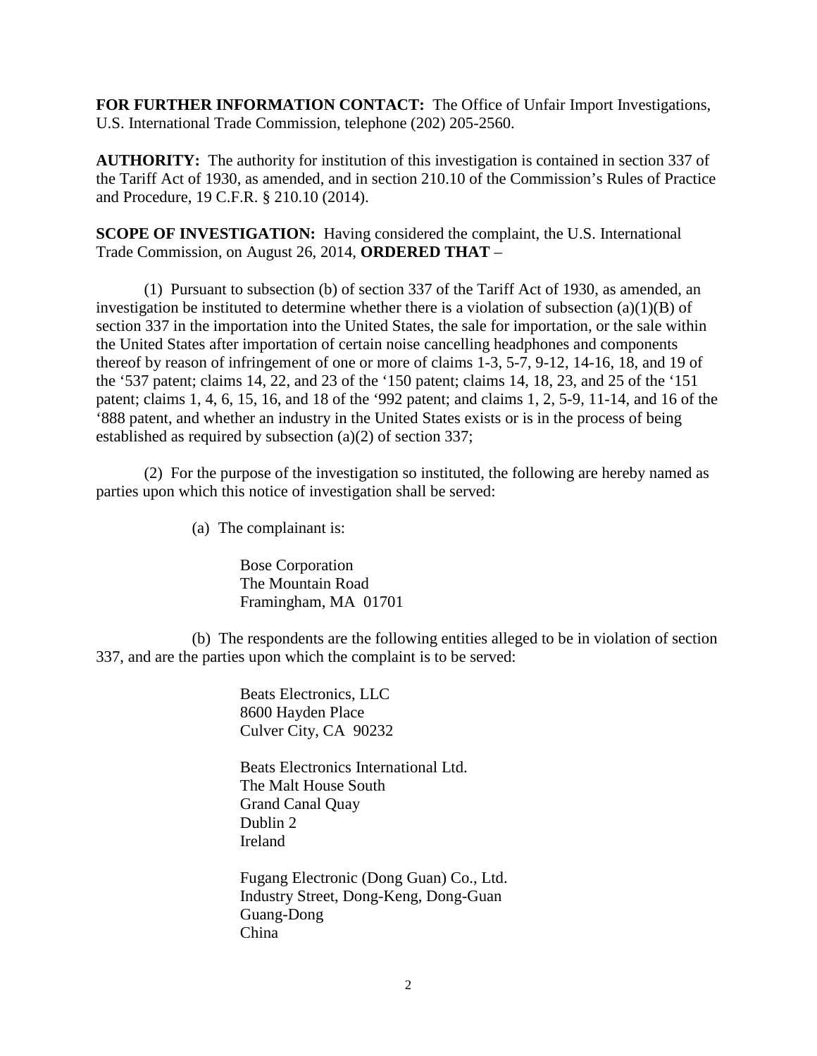**FOR FURTHER INFORMATION CONTACT:** The Office of Unfair Import Investigations, U.S. International Trade Commission, telephone (202) 205-2560.

**AUTHORITY:** The authority for institution of this investigation is contained in section 337 of the Tariff Act of 1930, as amended, and in section 210.10 of the Commission's Rules of Practice and Procedure, 19 C.F.R. § 210.10 (2014).

**SCOPE OF INVESTIGATION:** Having considered the complaint, the U.S. International Trade Commission, on August 26, 2014, **ORDERED THAT** –

(1) Pursuant to subsection (b) of section 337 of the Tariff Act of 1930, as amended, an investigation be instituted to determine whether there is a violation of subsection (a)(1)(B) of section 337 in the importation into the United States, the sale for importation, or the sale within the United States after importation of certain noise cancelling headphones and components thereof by reason of infringement of one or more of claims 1-3, 5-7, 9-12, 14-16, 18, and 19 of the '537 patent; claims 14, 22, and 23 of the '150 patent; claims 14, 18, 23, and 25 of the '151 patent; claims 1, 4, 6, 15, 16, and 18 of the '992 patent; and claims 1, 2, 5-9, 11-14, and 16 of the '888 patent, and whether an industry in the United States exists or is in the process of being established as required by subsection (a)(2) of section 337;

(2) For the purpose of the investigation so instituted, the following are hereby named as parties upon which this notice of investigation shall be served:

(a) The complainant is:

Bose Corporation
The Mountain Road
Framingham, MA 01701

(b) The respondents are the following entities alleged to be in violation of section 337, and are the parties upon which the complaint is to be served:

Beats Electronics, LLC
8600 Hayden Place
Culver City, CA 90232

Beats Electronics International Ltd.
The Malt House South
Grand Canal Quay
Dublin 2
Ireland

Fugang Electronic (Dong Guan) Co., Ltd.
Industry Street, Dong-Keng, Dong-Guan
Guang-Dong
China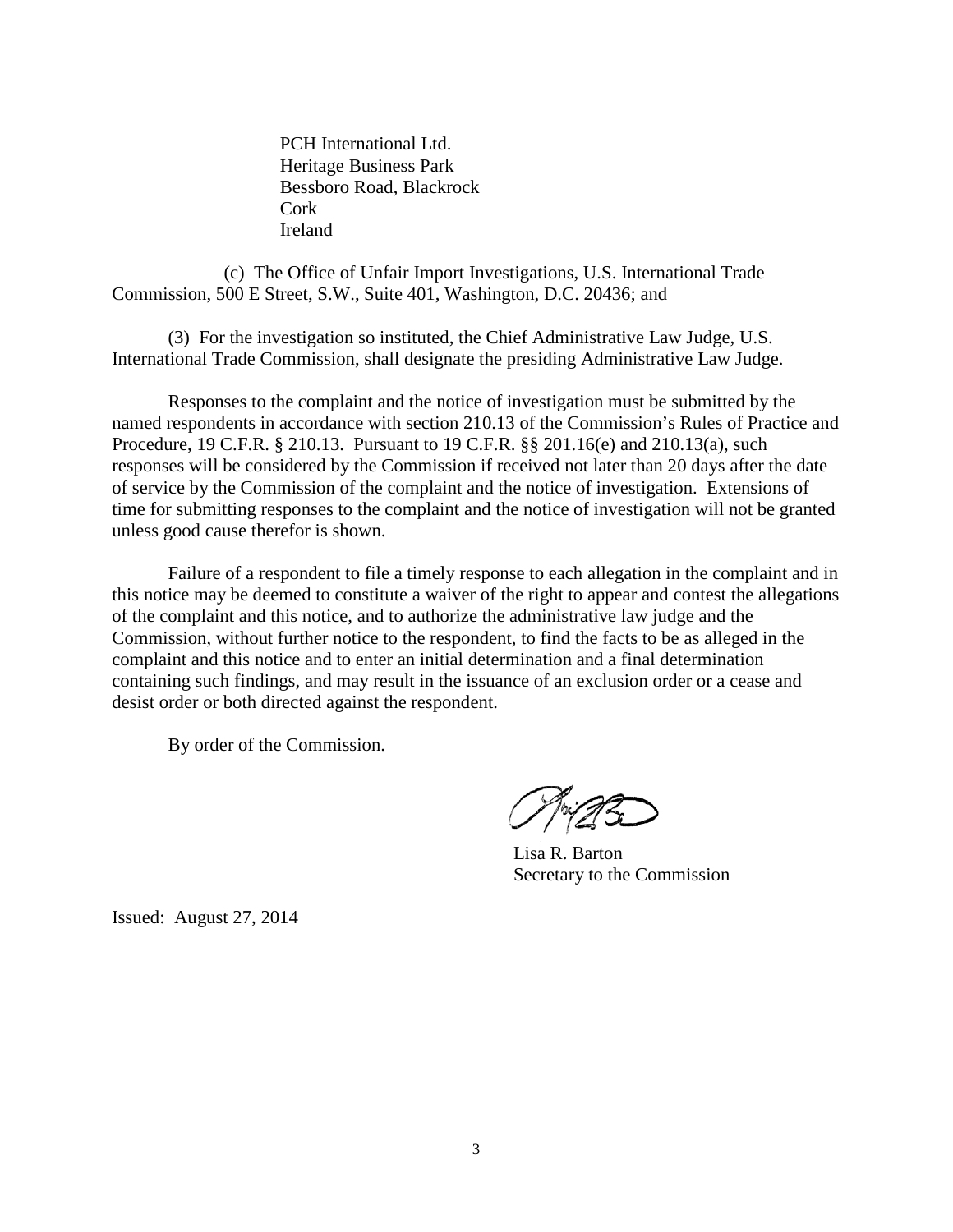PCH International Ltd.
Heritage Business Park
Bessboro Road, Blackrock
Cork
Ireland

(c) The Office of Unfair Import Investigations, U.S. International Trade Commission, 500 E Street, S.W., Suite 401, Washington, D.C. 20436; and

(3) For the investigation so instituted, the Chief Administrative Law Judge, U.S. International Trade Commission, shall designate the presiding Administrative Law Judge.

Responses to the complaint and the notice of investigation must be submitted by the named respondents in accordance with section 210.13 of the Commission's Rules of Practice and Procedure, 19 C.F.R. § 210.13. Pursuant to 19 C.F.R. §§ 201.16(e) and 210.13(a), such responses will be considered by the Commission if received not later than 20 days after the date of service by the Commission of the complaint and the notice of investigation. Extensions of time for submitting responses to the complaint and the notice of investigation will not be granted unless good cause therefor is shown.

Failure of a respondent to file a timely response to each allegation in the complaint and in this notice may be deemed to constitute a waiver of the right to appear and contest the allegations of the complaint and this notice, and to authorize the administrative law judge and the Commission, without further notice to the respondent, to find the facts to be as alleged in the complaint and this notice and to enter an initial determination and a final determination containing such findings, and may result in the issuance of an exclusion order or a cease and desist order or both directed against the respondent.

By order of the Commission.

Lisa R. Barton
Secretary to the Commission

Issued: August 27, 2014